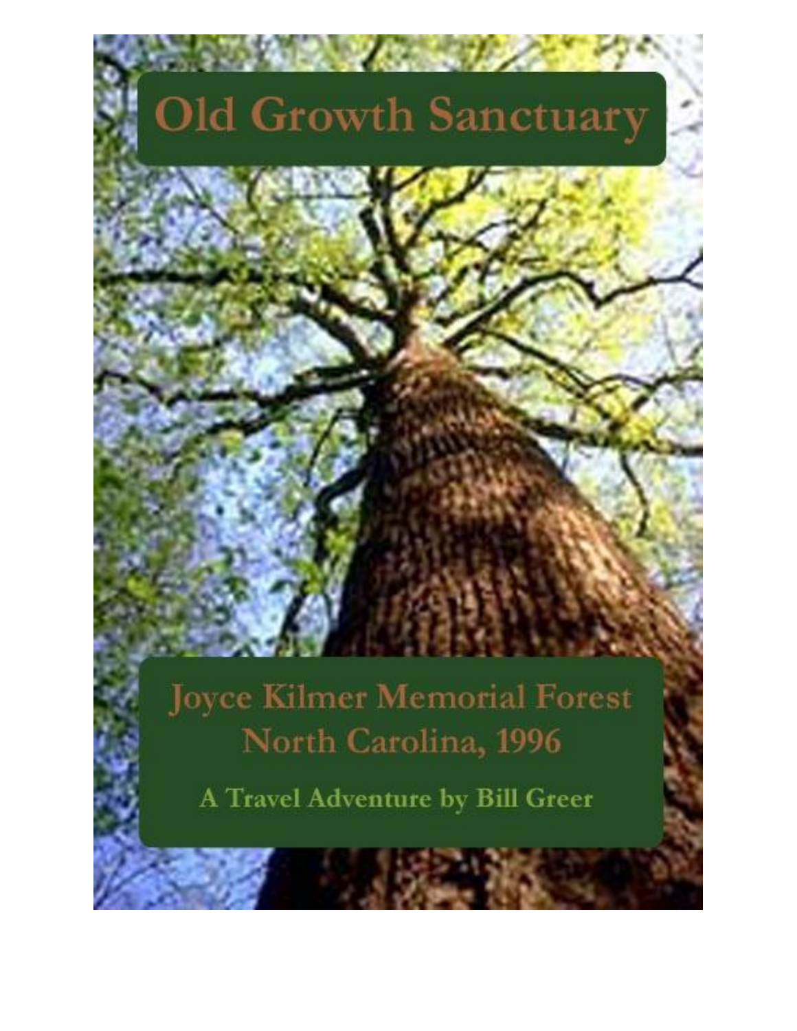# Old Growth Sanctuary

## Joyce Kilmer Memorial Forest
## North Carolina, 1996

**A Travel Adventure by Bill Greer**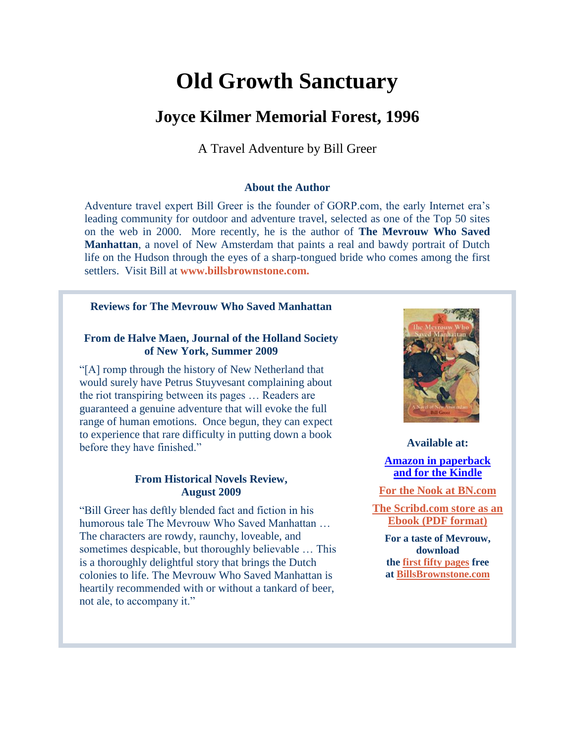# Old Growth Sanctuary

## Joyce Kilmer Memorial Forest, 1996

A Travel Adventure by Bill Greer

### About the Author

Adventure travel expert Bill Greer is the founder of GORP.com, the early Internet era's leading community for outdoor and adventure travel, selected as one of the Top 50 sites on the web in 2000. More recently, he is the author of **The Mevrouw Who Saved Manhattan**, a novel of New Amsterdam that paints a real and bawdy portrait of Dutch life on the Hudson through the eyes of a sharp-tongued bride who comes among the first settlers. Visit Bill at **www.billsbrownstone.com.**

### Reviews for The Mevrouw Who Saved Manhattan

**From de Halve Maen, Journal of the Holland Society of New York, Summer 2009**

"[A] romp through the history of New Netherland that would surely have Petrus Stuyvesant complaining about the riot transpiring between its pages … Readers are guaranteed a genuine adventure that will evoke the full range of human emotions. Once begun, they can expect to experience that rare difficulty in putting down a book before they have finished."

**From Historical Novels Review, August 2009**

"Bill Greer has deftly blended fact and fiction in his humorous tale The Mevrouw Who Saved Manhattan … The characters are rowdy, raunchy, loveable, and sometimes despicable, but thoroughly believable … This is a thoroughly delightful story that brings the Dutch colonies to life. The Mevrouw Who Saved Manhattan is heartily recommended with or without a tankard of beer, not ale, to accompany it."

**Available at:**

**Amazon in paperback and for the Kindle**

**For the Nook at BN.com**

**The Scribd.com store as an Ebook (PDF format)**

**For a taste of Mevrouw, download the first fifty pages free at BillsBrownstone.com**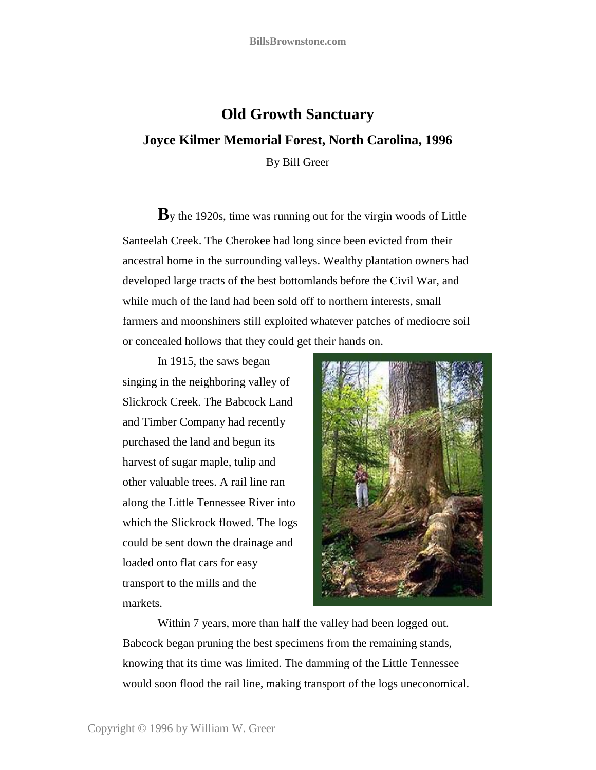# Old Growth Sanctuary

## Joyce Kilmer Memorial Forest, North Carolina, 1996

By Bill Greer

By the 1920s, time was running out for the virgin woods of Little Santeelah Creek. The Cherokee had long since been evicted from their ancestral home in the surrounding valleys. Wealthy plantation owners had developed large tracts of the best bottomlands before the Civil War, and while much of the land had been sold off to northern interests, small farmers and moonshiners still exploited whatever patches of mediocre soil or concealed hollows that they could get their hands on.

In 1915, the saws began singing in the neighboring valley of Slickrock Creek. The Babcock Land and Timber Company had recently purchased the land and begun its harvest of sugar maple, tulip and other valuable trees. A rail line ran along the Little Tennessee River into which the Slickrock flowed. The logs could be sent down the drainage and loaded onto flat cars for easy transport to the mills and the markets.

Within 7 years, more than half the valley had been logged out. Babcock began pruning the best specimens from the remaining stands, knowing that its time was limited. The damming of the Little Tennessee would soon flood the rail line, making transport of the logs uneconomical.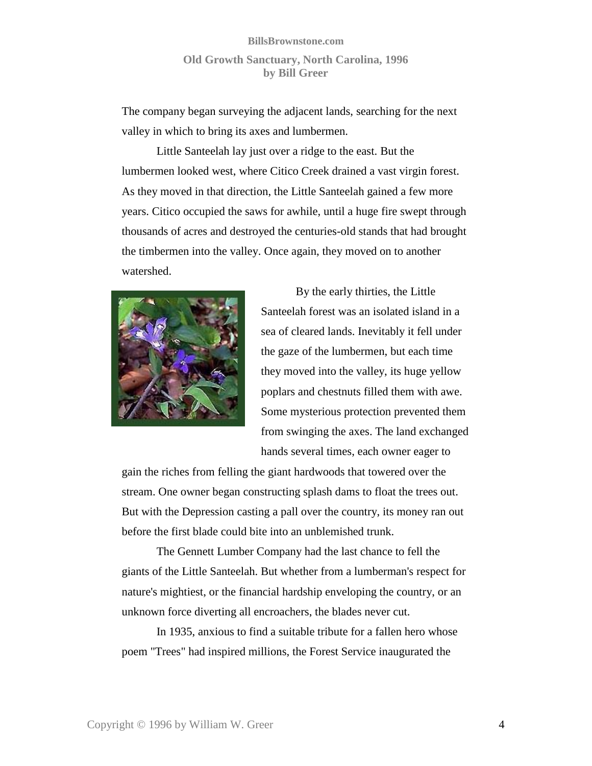The company began surveying the adjacent lands, searching for the next valley in which to bring its axes and lumbermen.

Little Santeelah lay just over a ridge to the east. But the lumbermen looked west, where Citico Creek drained a vast virgin forest. As they moved in that direction, the Little Santeelah gained a few more years. Citico occupied the saws for awhile, until a huge fire swept through thousands of acres and destroyed the centuries-old stands that had brought the timbermen into the valley. Once again, they moved on to another watershed.

By the early thirties, the Little Santeelah forest was an isolated island in a sea of cleared lands. Inevitably it fell under the gaze of the lumbermen, but each time they moved into the valley, its huge yellow poplars and chestnuts filled them with awe. Some mysterious protection prevented them from swinging the axes. The land exchanged hands several times, each owner eager to gain the riches from felling the giant hardwoods that towered over the stream. One owner began constructing splash dams to float the trees out. But with the Depression casting a pall over the country, its money ran out before the first blade could bite into an unblemished trunk.

The Gennett Lumber Company had the last chance to fell the giants of the Little Santeelah. But whether from a lumberman's respect for nature's mightiest, or the financial hardship enveloping the country, or an unknown force diverting all encroachers, the blades never cut.

In 1935, anxious to find a suitable tribute for a fallen hero whose poem "Trees" had inspired millions, the Forest Service inaugurated the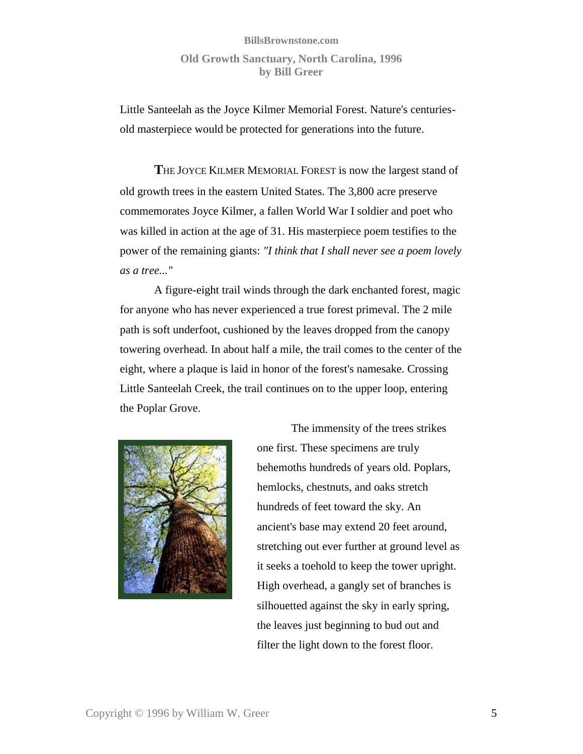Little Santeelah as the Joyce Kilmer Memorial Forest. Nature's centuries-old masterpiece would be protected for generations into the future.

**T**HE JOYCE KILMER MEMORIAL FOREST is now the largest stand of old growth trees in the eastern United States. The 3,800 acre preserve commemorates Joyce Kilmer, a fallen World War I soldier and poet who was killed in action at the age of 31. His masterpiece poem testifies to the power of the remaining giants: *"I think that I shall never see a poem lovely as a tree..."*

A figure-eight trail winds through the dark enchanted forest, magic for anyone who has never experienced a true forest primeval. The 2 mile path is soft underfoot, cushioned by the leaves dropped from the canopy towering overhead. In about half a mile, the trail comes to the center of the eight, where a plaque is laid in honor of the forest's namesake. Crossing Little Santeelah Creek, the trail continues on to the upper loop, entering the Poplar Grove.

The immensity of the trees strikes one first. These specimens are truly behemoths hundreds of years old. Poplars, hemlocks, chestnuts, and oaks stretch hundreds of feet toward the sky. An ancient's base may extend 20 feet around, stretching out ever further at ground level as it seeks a toehold to keep the tower upright. High overhead, a gangly set of branches is silhouetted against the sky in early spring, the leaves just beginning to bud out and filter the light down to the forest floor.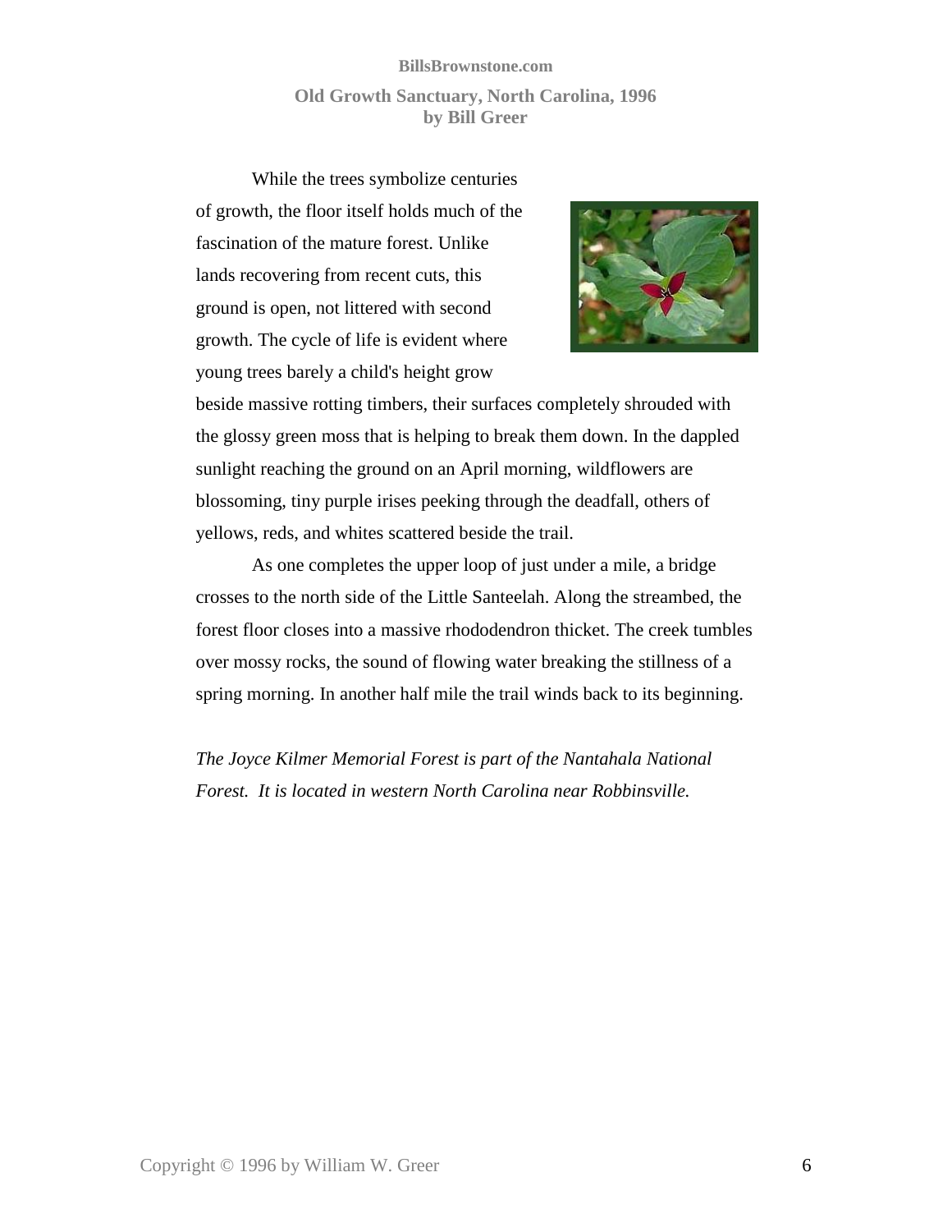While the trees symbolize centuries of growth, the floor itself holds much of the fascination of the mature forest. Unlike lands recovering from recent cuts, this ground is open, not littered with second growth. The cycle of life is evident where young trees barely a child's height grow beside massive rotting timbers, their surfaces completely shrouded with the glossy green moss that is helping to break them down. In the dappled sunlight reaching the ground on an April morning, wildflowers are blossoming, tiny purple irises peeking through the deadfall, others of yellows, reds, and whites scattered beside the trail.

As one completes the upper loop of just under a mile, a bridge crosses to the north side of the Little Santeelah. Along the streambed, the forest floor closes into a massive rhododendron thicket. The creek tumbles over mossy rocks, the sound of flowing water breaking the stillness of a spring morning. In another half mile the trail winds back to its beginning.

*The Joyce Kilmer Memorial Forest is part of the Nantahala National Forest. It is located in western North Carolina near Robbinsville.*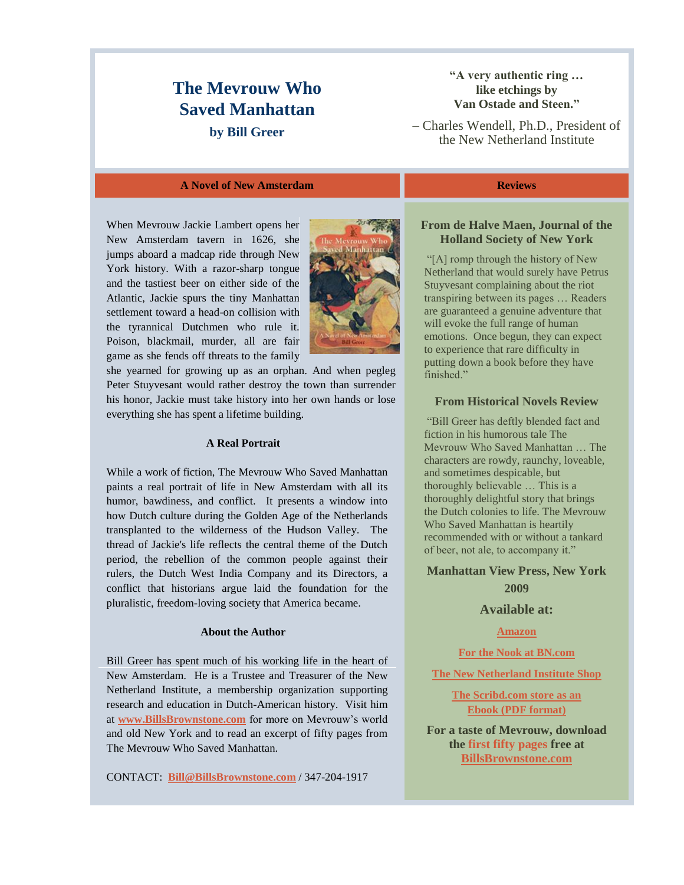# The Mevrouw Who Saved Manhattan

**by Bill Greer**

**"A very authentic ring … like etchings by Van Ostade and Steen."**

– Charles Wendell, Ph.D., President of the New Netherland Institute

## A Novel of New Amsterdam

When Mevrouw Jackie Lambert opens her New Amsterdam tavern in 1626, she jumps aboard a madcap ride through New York history. With a razor-sharp tongue and the tastiest beer on either side of the Atlantic, Jackie spurs the tiny Manhattan settlement toward a head-on collision with the tyrannical Dutchmen who rule it. Poison, blackmail, murder, all are fair game as she fends off threats to the family she yearned for growing up as an orphan. And when pegleg Peter Stuyvesant would rather destroy the town than surrender his honor, Jackie must take history into her own hands or lose everything she has spent a lifetime building.

### A Real Portrait

While a work of fiction, The Mevrouw Who Saved Manhattan paints a real portrait of life in New Amsterdam with all its humor, bawdiness, and conflict. It presents a window into how Dutch culture during the Golden Age of the Netherlands transplanted to the wilderness of the Hudson Valley. The thread of Jackie's life reflects the central theme of the Dutch period, the rebellion of the common people against their rulers, the Dutch West India Company and its Directors, a conflict that historians argue laid the foundation for the pluralistic, freedom-loving society that America became.

### About the Author

Bill Greer has spent much of his working life in the heart of New Amsterdam. He is a Trustee and Treasurer of the New Netherland Institute, a membership organization supporting research and education in Dutch-American history. Visit him at **www.BillsBrownstone.com** for more on Mevrouw's world and old New York and to read an excerpt of fifty pages from The Mevrouw Who Saved Manhattan.

CONTACT: **Bill@BillsBrownstone.com** / 347-204-1917

## Reviews

### From de Halve Maen, Journal of the Holland Society of New York

"[A] romp through the history of New Netherland that would surely have Petrus Stuyvesant complaining about the riot transpiring between its pages … Readers are guaranteed a genuine adventure that will evoke the full range of human emotions. Once begun, they can expect to experience that rare difficulty in putting down a book before they have finished."

### From Historical Novels Review

"Bill Greer has deftly blended fact and fiction in his humorous tale The Mevrouw Who Saved Manhattan … The characters are rowdy, raunchy, loveable, and sometimes despicable, but thoroughly believable … This is a thoroughly delightful story that brings the Dutch colonies to life. The Mevrouw Who Saved Manhattan is heartily recommended with or without a tankard of beer, not ale, to accompany it."

**Manhattan View Press, New York**

**2009**

**Available at:**

**Amazon**

**For the Nook at BN.com**

**The New Netherland Institute Shop**

**The Scribd.com store as an Ebook (PDF format)**

**For a taste of Mevrouw, download the first fifty pages free at BillsBrownstone.com**